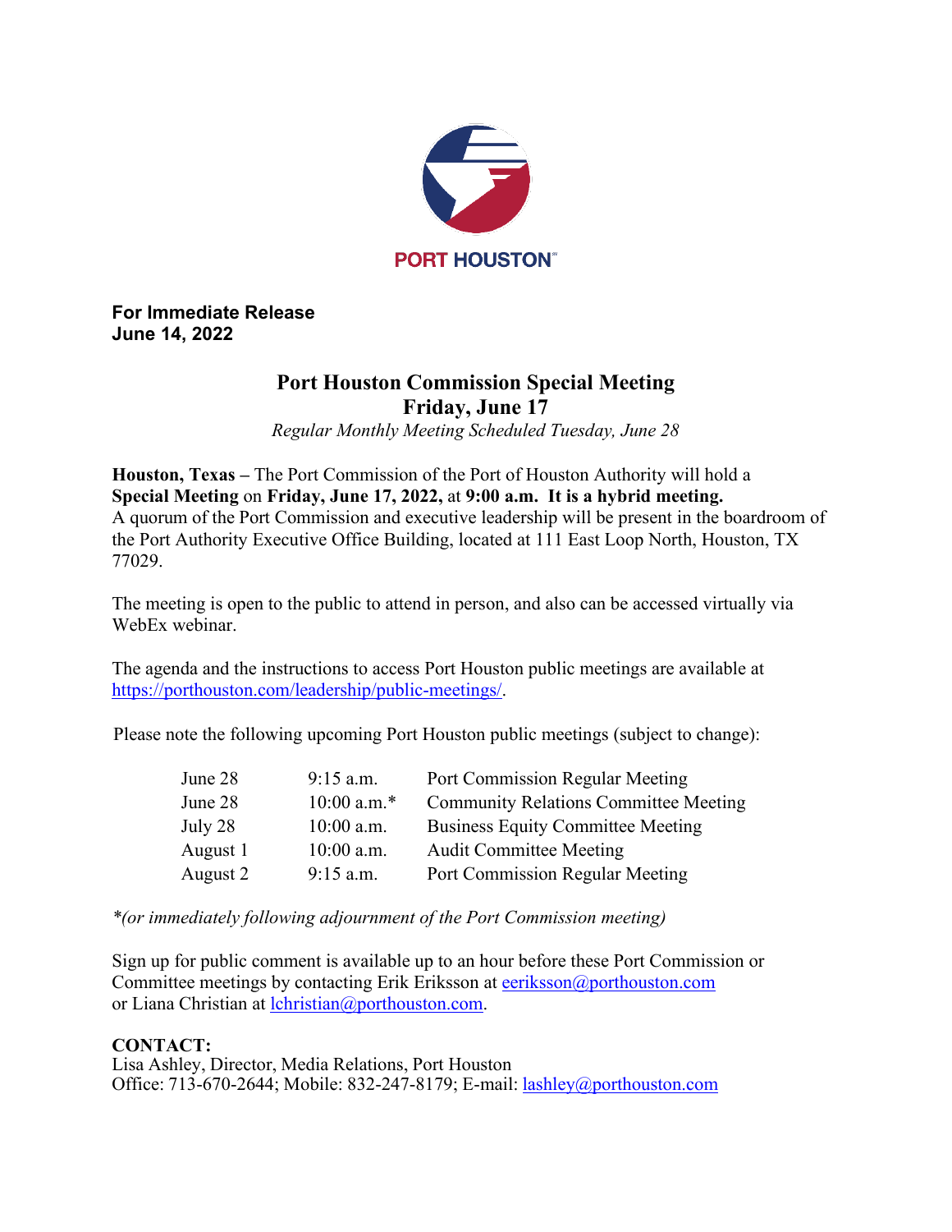PORT HOUSTON

**For Immediate Release**
**June 14, 2022**

# Port Houston Commission Special Meeting
# Friday, June 17

*Regular Monthly Meeting Scheduled Tuesday, June 28*

**Houston, Texas –** The Port Commission of the Port of Houston Authority will hold a **Special Meeting** on **Friday, June 17, 2022,** at **9:00 a.m. It is a hybrid meeting.** A quorum of the Port Commission and executive leadership will be present in the boardroom of the Port Authority Executive Office Building, located at 111 East Loop North, Houston, TX 77029.

The meeting is open to the public to attend in person, and also can be accessed virtually via WebEx webinar.

The agenda and the instructions to access Port Houston public meetings are available at https://porthouston.com/leadership/public-meetings/.

Please note the following upcoming Port Houston public meetings (subject to change):

| | | |
|---|---|---|
| June 28 | 9:15 a.m. | Port Commission Regular Meeting |
| June 28 | 10:00 a.m.* | Community Relations Committee Meeting |
| July 28 | 10:00 a.m. | Business Equity Committee Meeting |
| August 1 | 10:00 a.m. | Audit Committee Meeting |
| August 2 | 9:15 a.m. | Port Commission Regular Meeting |

*\*(or immediately following adjournment of the Port Commission meeting)*

Sign up for public comment is available up to an hour before these Port Commission or Committee meetings by contacting Erik Eriksson at eeriksson@porthouston.com or Liana Christian at lchristian@porthouston.com.

**CONTACT:**
Lisa Ashley, Director, Media Relations, Port Houston
Office: 713-670-2644; Mobile: 832-247-8179; E-mail: lashley@porthouston.com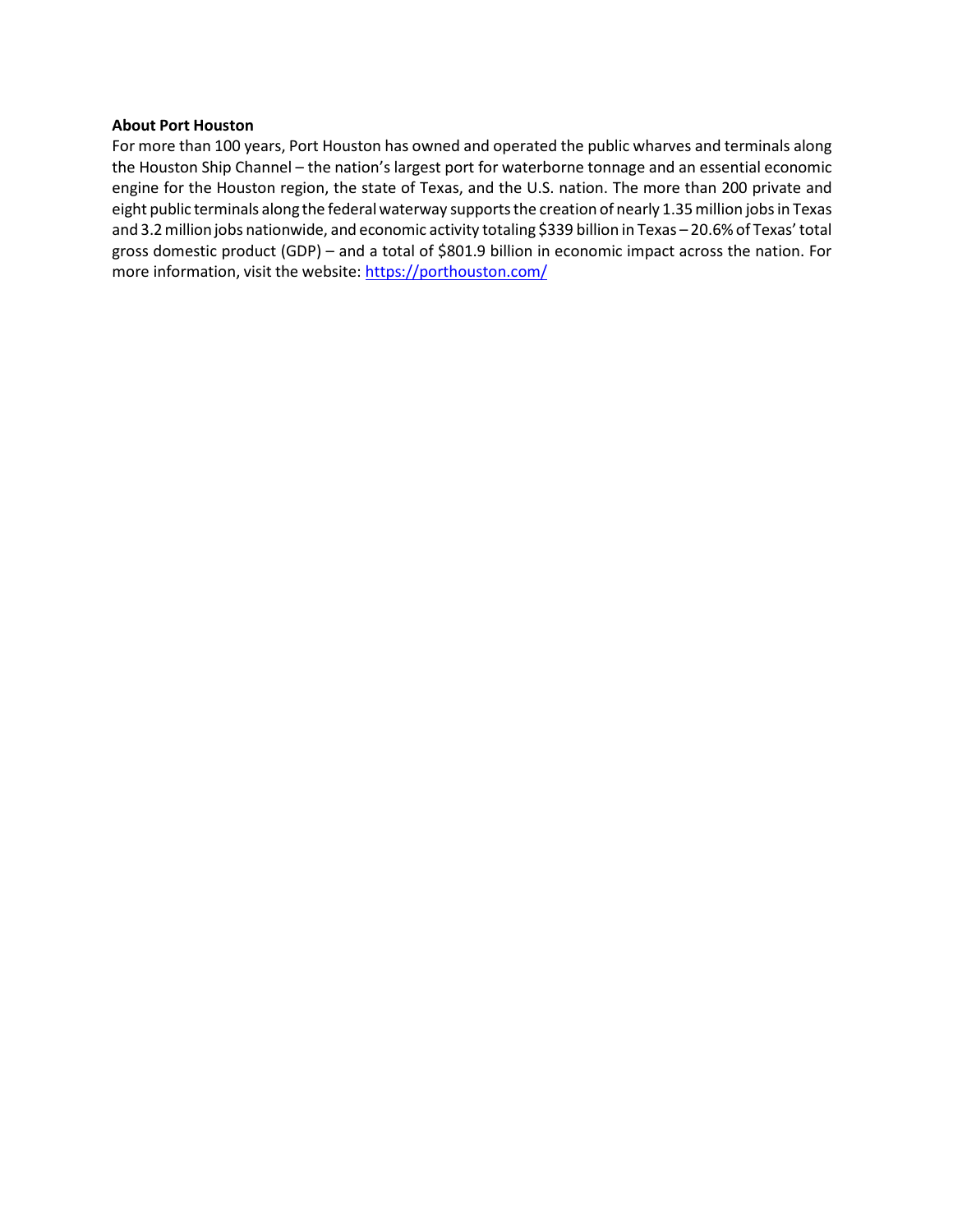**About Port Houston**

For more than 100 years, Port Houston has owned and operated the public wharves and terminals along the Houston Ship Channel – the nation's largest port for waterborne tonnage and an essential economic engine for the Houston region, the state of Texas, and the U.S. nation. The more than 200 private and eight public terminals along the federal waterway supports the creation of nearly 1.35 million jobs in Texas and 3.2 million jobs nationwide, and economic activity totaling $339 billion in Texas – 20.6% of Texas' total gross domestic product (GDP) – and a total of $801.9 billion in economic impact across the nation. For more information, visit the website: https://porthouston.com/